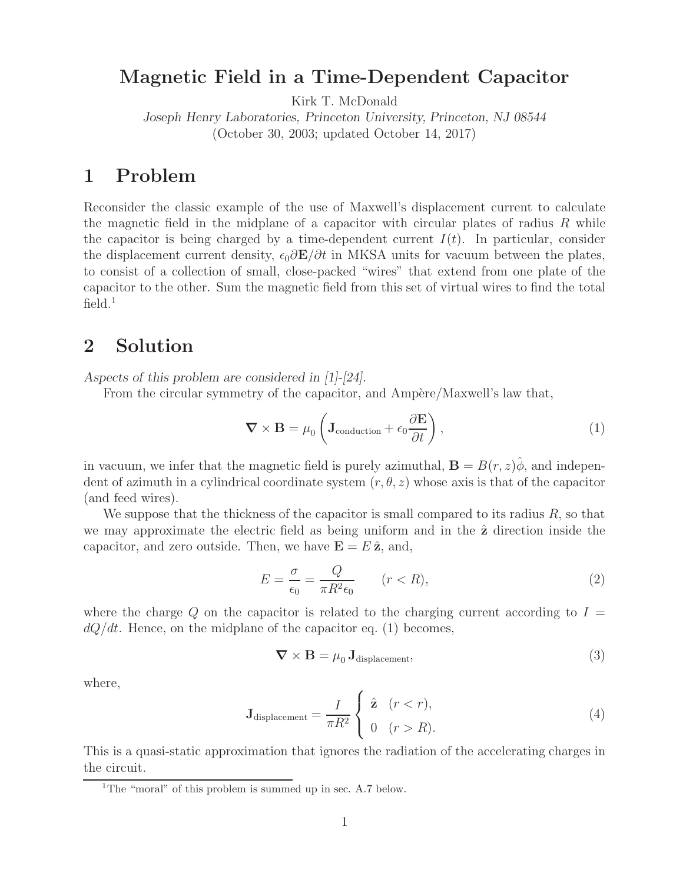# Magnetic Field in a Time-Dependent Capacitor

Kirk T. McDonald

*Joseph Henry Laboratories, Princeton University, Princeton, NJ 08544*

(October 30, 2003; updated October 14, 2017)

## 1 Problem

Reconsider the classic example of the use of Maxwell's displacement current to calculate the magnetic field in the midplane of a capacitor with circular plates of radius $R$ while the capacitor is being charged by a time-dependent current $I(t)$. In particular, consider the displacement current density, $\epsilon_0 \partial \mathbf{E}/\partial t$ in MKSA units for vacuum between the plates, to consist of a collection of small, close-packed "wires" that extend from one plate of the capacitor to the other. Sum the magnetic field from this set of virtual wires to find the total field.[1]

## 2 Solution

*Aspects of this problem are considered in [1]-[24].*

From the circular symmetry of the capacitor, and Ampère/Maxwell's law that,

$$\boldsymbol{\nabla} \times \mathbf{B} = \mu_0 \left( \mathbf{J}_{\text{conduction}} + \epsilon_0 \frac{\partial \mathbf{E}}{\partial t} \right), \tag{1}$$

in vacuum, we infer that the magnetic field is purely azimuthal, $\mathbf{B} = B(r, z)\hat{\phi}$, and independent of azimuth in a cylindrical coordinate system $(r, \theta, z)$ whose axis is that of the capacitor (and feed wires).

We suppose that the thickness of the capacitor is small compared to its radius $R$, so that we may approximate the electric field as being uniform and in the $\hat{\mathbf{z}}$ direction inside the capacitor, and zero outside. Then, we have $\mathbf{E} = E\,\hat{\mathbf{z}}$, and,

$$E = \frac{\sigma}{\epsilon_0} = \frac{Q}{\pi R^2 \epsilon_0} \qquad (r < R), \tag{2}$$

where the charge $Q$ on the capacitor is related to the charging current according to $I = dQ/dt$. Hence, on the midplane of the capacitor eq. (1) becomes,

$$\boldsymbol{\nabla} \times \mathbf{B} = \mu_0\, \mathbf{J}_{\text{displacement}}, \tag{3}$$

where,

$$\mathbf{J}_{\text{displacement}} = \frac{I}{\pi R^2} \begin{cases} \hat{\mathbf{z}} & (r < r), \\ 0 & (r > R). \end{cases} \tag{4}$$

This is a quasi-static approximation that ignores the radiation of the accelerating charges in the circuit.

[1] The "moral" of this problem is summed up in sec. A.7 below.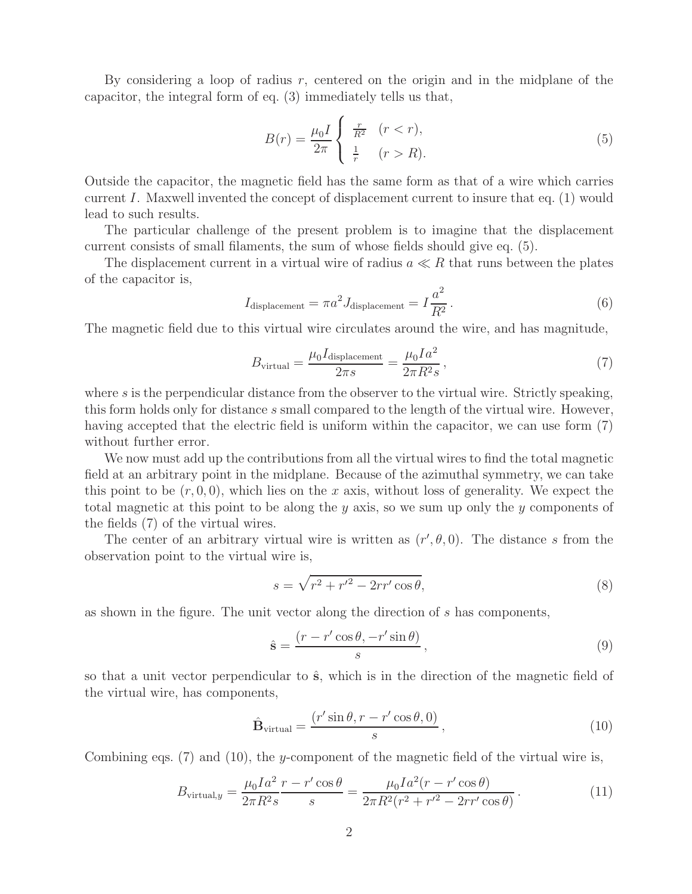By considering a loop of radius $r$, centered on the origin and in the midplane of the capacitor, the integral form of eq. (3) immediately tells us that,

$$B(r) = \frac{\mu_0 I}{2\pi} \begin{cases} \frac{r}{R^2} & (r < r), \\ \frac{1}{r} & (r > R). \end{cases} \tag{5}$$

Outside the capacitor, the magnetic field has the same form as that of a wire which carries current $I$. Maxwell invented the concept of displacement current to insure that eq. (1) would lead to such results.

The particular challenge of the present problem is to imagine that the displacement current consists of small filaments, the sum of whose fields should give eq. (5).

The displacement current in a virtual wire of radius $a \ll R$ that runs between the plates of the capacitor is,

$$I_{\text{displacement}} = \pi a^2 J_{\text{displacement}} = I \frac{a^2}{R^2}\,. \tag{6}$$

The magnetic field due to this virtual wire circulates around the wire, and has magnitude,

$$B_{\text{virtual}} = \frac{\mu_0 I_{\text{displacement}}}{2\pi s} = \frac{\mu_0 I a^2}{2\pi R^2 s}\,, \tag{7}$$

where $s$ is the perpendicular distance from the observer to the virtual wire. Strictly speaking, this form holds only for distance $s$ small compared to the length of the virtual wire. However, having accepted that the electric field is uniform within the capacitor, we can use form (7) without further error.

We now must add up the contributions from all the virtual wires to find the total magnetic field at an arbitrary point in the midplane. Because of the azimuthal symmetry, we can take this point to be $(r, 0, 0)$, which lies on the $x$ axis, without loss of generality. We expect the total magnetic at this point to be along the $y$ axis, so we sum up only the $y$ components of the fields (7) of the virtual wires.

The center of an arbitrary virtual wire is written as $(r', \theta, 0)$. The distance $s$ from the observation point to the virtual wire is,

$$s = \sqrt{r^2 + r'^2 - 2rr'\cos\theta}, \tag{8}$$

as shown in the figure. The unit vector along the direction of $s$ has components,

$$\hat{\mathbf{s}} = \frac{(r - r'\cos\theta, -r'\sin\theta)}{s}\,, \tag{9}$$

so that a unit vector perpendicular to $\hat{\mathbf{s}}$, which is in the direction of the magnetic field of the virtual wire, has components,

$$\hat{\mathbf{B}}_{\text{virtual}} = \frac{(r'\sin\theta, r - r'\cos\theta, 0)}{s}\,, \tag{10}$$

Combining eqs. (7) and (10), the $y$-component of the magnetic field of the virtual wire is,

$$B_{\text{virtual},y} = \frac{\mu_0 I a^2}{2\pi R^2 s}\frac{r - r'\cos\theta}{s} = \frac{\mu_0 I a^2 (r - r'\cos\theta)}{2\pi R^2 (r^2 + r'^2 - 2rr'\cos\theta)}\,. \tag{11}$$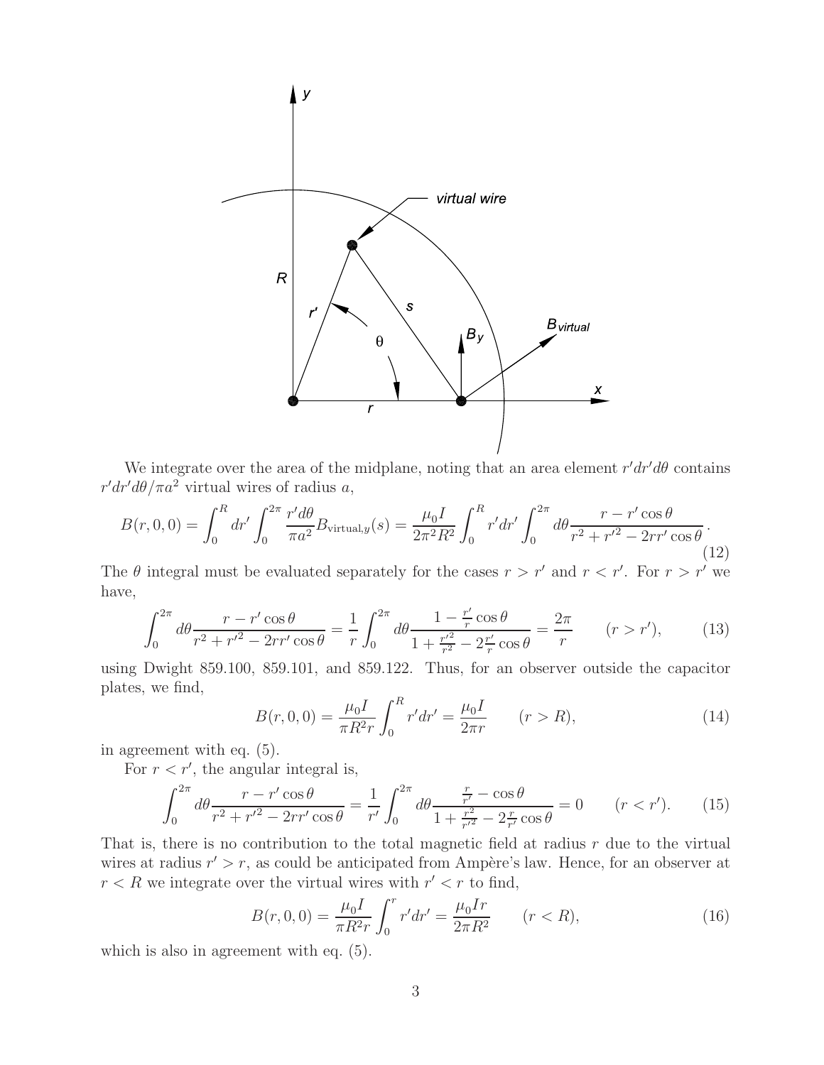We integrate over the area of the midplane, noting that an area element $r'dr'd\theta$ contains $r'dr'd\theta/\pi a^2$ virtual wires of radius $a$,

$$B(r,0,0) = \int_0^R dr' \int_0^{2\pi} \frac{r'd\theta}{\pi a^2} B_{\text{virtual},y}(s) = \frac{\mu_0 I}{2\pi^2 R^2} \int_0^R r'dr' \int_0^{2\pi} d\theta \frac{r - r'\cos\theta}{r^2 + r'^2 - 2rr'\cos\theta} . \tag{12}$$

The $\theta$ integral must be evaluated separately for the cases $r > r'$ and $r < r'$. For $r > r'$ we have,

$$\int_0^{2\pi} d\theta \frac{r - r'\cos\theta}{r^2 + r'^2 - 2rr'\cos\theta} = \frac{1}{r} \int_0^{2\pi} d\theta \frac{1 - \frac{r'}{r}\cos\theta}{1 + \frac{r'^2}{r^2} - 2\frac{r'}{r}\cos\theta} = \frac{2\pi}{r} \qquad (r > r'), \tag{13}$$

using Dwight 859.100, 859.101, and 859.122. Thus, for an observer outside the capacitor plates, we find,

$$B(r,0,0) = \frac{\mu_0 I}{\pi R^2 r} \int_0^R r'dr' = \frac{\mu_0 I}{2\pi r} \qquad (r > R), \tag{14}$$

in agreement with eq. (5).

For $r < r'$, the angular integral is,

$$\int_0^{2\pi} d\theta \frac{r - r'\cos\theta}{r^2 + r'^2 - 2rr'\cos\theta} = \frac{1}{r'} \int_0^{2\pi} d\theta \frac{\frac{r}{r'} - \cos\theta}{1 + \frac{r^2}{r'^2} - 2\frac{r}{r'}\cos\theta} = 0 \qquad (r < r'). \tag{15}$$

That is, there is no contribution to the total magnetic field at radius $r$ due to the virtual wires at radius $r' > r$, as could be anticipated from Ampère's law. Hence, for an observer at $r < R$ we integrate over the virtual wires with $r' < r$ to find,

$$B(r,0,0) = \frac{\mu_0 I}{\pi R^2 r} \int_0^r r'dr' = \frac{\mu_0 I r}{2\pi R^2} \qquad (r < R), \tag{16}$$

which is also in agreement with eq. (5).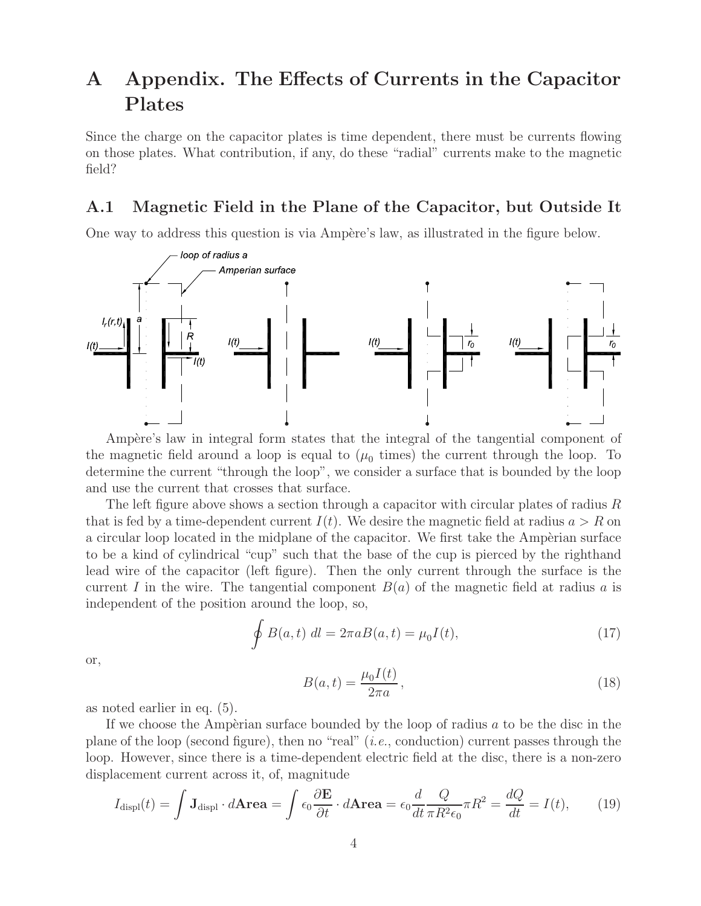# A Appendix. The Effects of Currents in the Capacitor Plates

Since the charge on the capacitor plates is time dependent, there must be currents flowing on those plates. What contribution, if any, do these "radial" currents make to the magnetic field?

## A.1 Magnetic Field in the Plane of the Capacitor, but Outside It

One way to address this question is via Ampère's law, as illustrated in the figure below.

Ampère's law in integral form states that the integral of the tangential component of the magnetic field around a loop is equal to ($\mu_0$ times) the current through the loop. To determine the current "through the loop", we consider a surface that is bounded by the loop and use the current that crosses that surface.

The left figure above shows a section through a capacitor with circular plates of radius $R$ that is fed by a time-dependent current $I(t)$. We desire the magnetic field at radius $a > R$ on a circular loop located in the midplane of the capacitor. We first take the Ampèrian surface to be a kind of cylindrical "cup" such that the base of the cup is pierced by the righthand lead wire of the capacitor (left figure). Then the only current through the surface is the current $I$ in the wire. The tangential component $B(a)$ of the magnetic field at radius $a$ is independent of the position around the loop, so,

$$\oint B(a,t)\ dl = 2\pi a B(a,t) = \mu_0 I(t), \tag{17}$$

or,

$$B(a,t) = \frac{\mu_0 I(t)}{2\pi a}, \tag{18}$$

as noted earlier in eq. (5).

If we choose the Ampèrian surface bounded by the loop of radius $a$ to be the disc in the plane of the loop (second figure), then no "real" (*i.e.*, conduction) current passes through the loop. However, since there is a time-dependent electric field at the disc, there is a non-zero displacement current across it, of, magnitude

$$I_{\rm displ}(t) = \int \mathbf{J}_{\rm displ} \cdot d\mathbf{Area} = \int \epsilon_0 \frac{\partial \mathbf{E}}{\partial t} \cdot d\mathbf{Area} = \epsilon_0 \frac{d}{dt} \frac{Q}{\pi R^2 \epsilon_0} \pi R^2 = \frac{dQ}{dt} = I(t), \tag{19}$$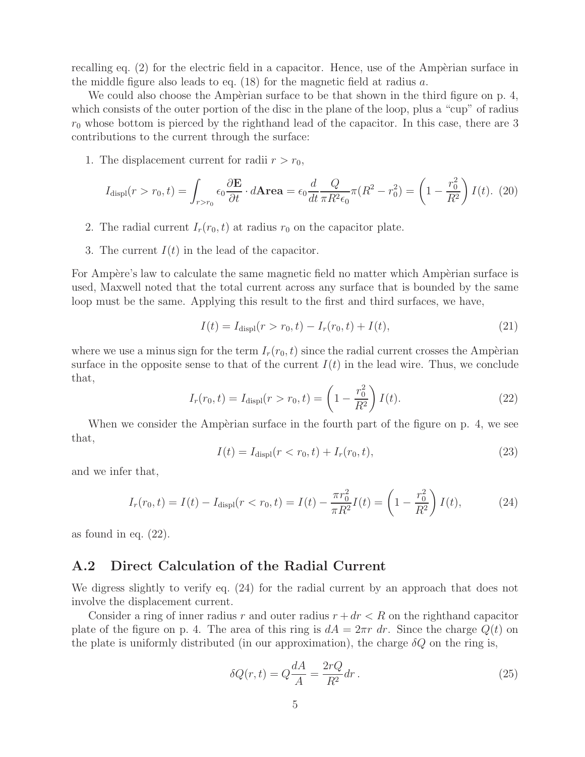recalling eq. (2) for the electric field in a capacitor. Hence, use of the Ampèrian surface in the middle figure also leads to eq. (18) for the magnetic field at radius $a$.

We could also choose the Ampèrian surface to be that shown in the third figure on p. 4, which consists of the outer portion of the disc in the plane of the loop, plus a "cup" of radius $r_0$ whose bottom is pierced by the righthand lead of the capacitor. In this case, there are 3 contributions to the current through the surface:

1. The displacement current for radii $r > r_0$,

$$I_{\rm displ}(r > r_0, t) = \int_{r>r_0} \epsilon_0 \frac{\partial \mathbf{E}}{\partial t} \cdot d\mathbf{Area} = \epsilon_0 \frac{d}{dt} \frac{Q}{\pi R^2 \epsilon_0} \pi (R^2 - r_0^2) = \left( 1 - \frac{r_0^2}{R^2} \right) I(t). \tag{20}$$

2. The radial current $I_r(r_0, t)$ at radius $r_0$ on the capacitor plate.

3. The current $I(t)$ in the lead of the capacitor.

For Ampère's law to calculate the same magnetic field no matter which Ampèrian surface is used, Maxwell noted that the total current across any surface that is bounded by the same loop must be the same. Applying this result to the first and third surfaces, we have,

$$I(t) = I_{\rm displ}(r > r_0, t) - I_r(r_0, t) + I(t), \tag{21}$$

where we use a minus sign for the term $I_r(r_0, t)$ since the radial current crosses the Ampèrian surface in the opposite sense to that of the current $I(t)$ in the lead wire. Thus, we conclude that,

$$I_r(r_0, t) = I_{\rm displ}(r > r_0, t) = \left( 1 - \frac{r_0^2}{R^2} \right) I(t). \tag{22}$$

When we consider the Ampèrian surface in the fourth part of the figure on p. 4, we see that,

$$I(t) = I_{\rm displ}(r < r_0, t) + I_r(r_0, t), \tag{23}$$

and we infer that,

$$I_r(r_0, t) = I(t) - I_{\rm displ}(r < r_0, t) = I(t) - \frac{\pi r_0^2}{\pi R^2} I(t) = \left( 1 - \frac{r_0^2}{R^2} \right) I(t), \tag{24}$$

as found in eq. (22).

## A.2 Direct Calculation of the Radial Current

We digress slightly to verify eq. (24) for the radial current by an approach that does not involve the displacement current.

Consider a ring of inner radius $r$ and outer radius $r + dr < R$ on the righthand capacitor plate of the figure on p. 4. The area of this ring is $dA = 2\pi r\ dr$. Since the charge $Q(t)$ on the plate is uniformly distributed (in our approximation), the charge $\delta Q$ on the ring is,

$$\delta Q(r, t) = Q \frac{dA}{A} = \frac{2rQ}{R^2} dr\,. \tag{25}$$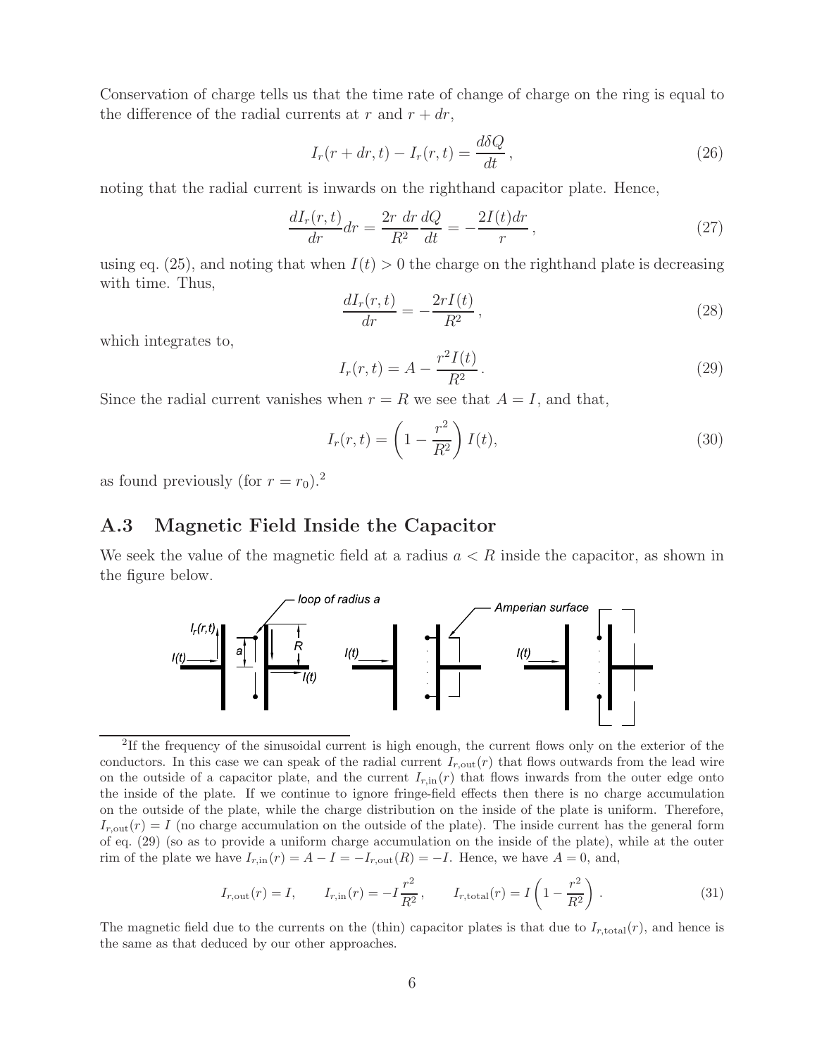Conservation of charge tells us that the time rate of change of charge on the ring is equal to the difference of the radial currents at $r$ and $r + dr$,

$$I_r(r + dr, t) - I_r(r, t) = \frac{d\delta Q}{dt}\,, \tag{26}$$

noting that the radial current is inwards on the righthand capacitor plate. Hence,

$$\frac{dI_r(r,t)}{dr}dr = \frac{2r\ dr}{R^2}\frac{dQ}{dt} = -\frac{2I(t)dr}{r}\,, \tag{27}$$

using eq. (25), and noting that when $I(t) > 0$ the charge on the righthand plate is decreasing with time. Thus,

$$\frac{dI_r(r,t)}{dr} = -\frac{2rI(t)}{R^2}\,, \tag{28}$$

which integrates to,

$$I_r(r,t) = A - \frac{r^2 I(t)}{R^2}\,. \tag{29}$$

Since the radial current vanishes when $r = R$ we see that $A = I$, and that,

$$I_r(r,t) = \left(1 - \frac{r^2}{R^2}\right) I(t), \tag{30}$$

as found previously (for $r = r_0$).[2]

## A.3 Magnetic Field Inside the Capacitor

We seek the value of the magnetic field at a radius $a < R$ inside the capacitor, as shown in the figure below.

---

[2] If the frequency of the sinusoidal current is high enough, the current flows only on the exterior of the conductors. In this case we can speak of the radial current $I_{r,\mathrm{out}}(r)$ that flows outwards from the lead wire on the outside of a capacitor plate, and the current $I_{r,\mathrm{in}}(r)$ that flows inwards from the outer edge onto the inside of the plate. If we continue to ignore fringe-field effects then there is no charge accumulation on the outside of the plate, while the charge distribution on the inside of the plate is uniform. Therefore, $I_{r,\mathrm{out}}(r) = I$ (no charge accumulation on the outside of the plate). The inside current has the general form of eq. (29) (so as to provide a uniform charge accumulation on the inside of the plate), while at the outer rim of the plate we have $I_{r,\mathrm{in}}(r) = A - I = -I_{r,\mathrm{out}}(R) = -I$. Hence, we have $A = 0$, and,

$$I_{r,\mathrm{out}}(r) = I, \qquad I_{r,\mathrm{in}}(r) = -I\frac{r^2}{R^2}\,, \qquad I_{r,\mathrm{total}}(r) = I\left(1 - \frac{r^2}{R^2}\right). \tag{31}$$

The magnetic field due to the currents on the (thin) capacitor plates is that due to $I_{r,\mathrm{total}}(r)$, and hence is the same as that deduced by our other approaches.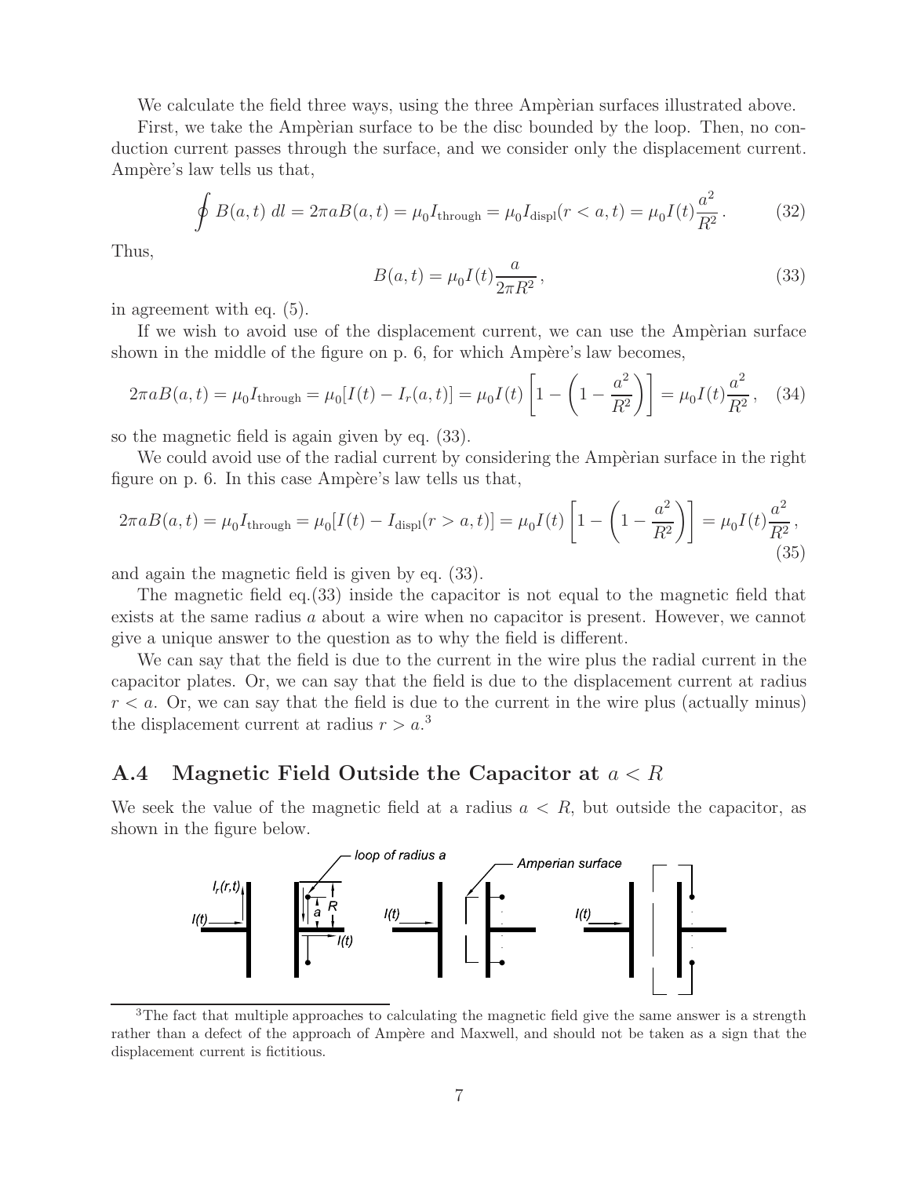We calculate the field three ways, using the three Ampèrian surfaces illustrated above.

First, we take the Ampèrian surface to be the disc bounded by the loop. Then, no conduction current passes through the surface, and we consider only the displacement current. Ampère's law tells us that,

$$\oint B(a,t)\; dl = 2\pi a B(a,t) = \mu_0 I_{\rm through} = \mu_0 I_{\rm displ}(r < a, t) = \mu_0 I(t) \frac{a^2}{R^2} . \tag{32}$$

Thus,

$$B(a,t) = \mu_0 I(t) \frac{a}{2\pi R^2} , \tag{33}$$

in agreement with eq. (5).

If we wish to avoid use of the displacement current, we can use the Ampèrian surface shown in the middle of the figure on p. 6, for which Ampère's law becomes,

$$2\pi a B(a,t) = \mu_0 I_{\rm through} = \mu_0 [I(t) - I_r(a,t)] = \mu_0 I(t) \left[ 1 - \left( 1 - \frac{a^2}{R^2} \right) \right] = \mu_0 I(t) \frac{a^2}{R^2} , \tag{34}$$

so the magnetic field is again given by eq. (33).

We could avoid use of the radial current by considering the Ampèrian surface in the right figure on p. 6. In this case Ampère's law tells us that,

$$2\pi a B(a,t) = \mu_0 I_{\rm through} = \mu_0 [I(t) - I_{\rm displ}(r > a, t)] = \mu_0 I(t) \left[ 1 - \left( 1 - \frac{a^2}{R^2} \right) \right] = \mu_0 I(t) \frac{a^2}{R^2} , \tag{35}$$

and again the magnetic field is given by eq. (33).

The magnetic field eq.(33) inside the capacitor is not equal to the magnetic field that exists at the same radius $a$ about a wire when no capacitor is present. However, we cannot give a unique answer to the question as to why the field is different.

We can say that the field is due to the current in the wire plus the radial current in the capacitor plates. Or, we can say that the field is due to the displacement current at radius $r < a$. Or, we can say that the field is due to the current in the wire plus (actually minus) the displacement current at radius $r > a$.[3]

## A.4 Magnetic Field Outside the Capacitor at $a < R$

We seek the value of the magnetic field at a radius $a < R$, but outside the capacitor, as shown in the figure below.

[3] The fact that multiple approaches to calculating the magnetic field give the same answer is a strength rather than a defect of the approach of Ampère and Maxwell, and should not be taken as a sign that the displacement current is fictitious.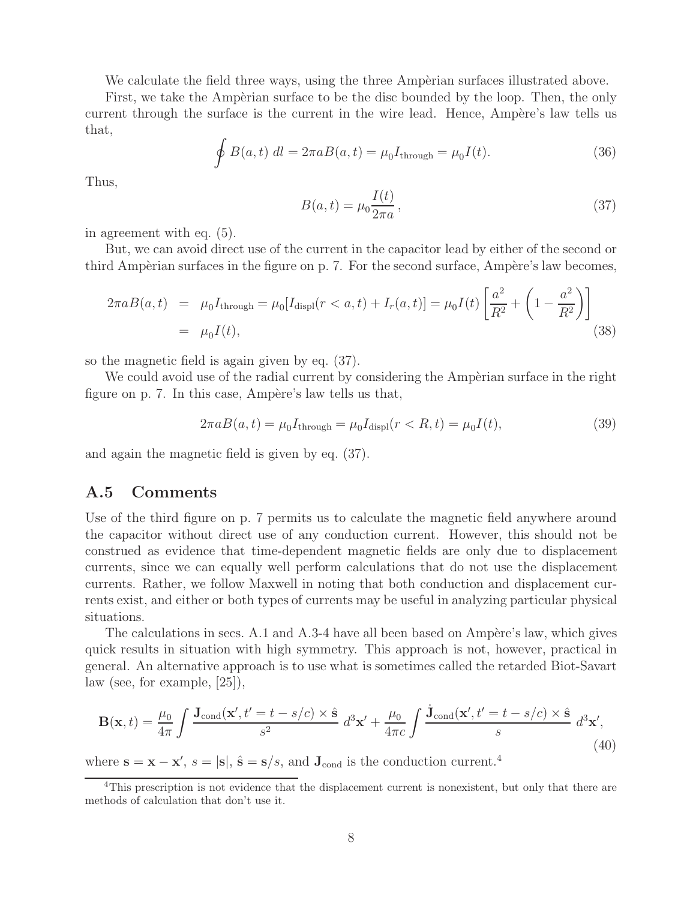We calculate the field three ways, using the three Ampèrian surfaces illustrated above.

First, we take the Ampèrian surface to be the disc bounded by the loop. Then, the only current through the surface is the current in the wire lead. Hence, Ampère's law tells us that,

$$\oint B(a,t)\;dl = 2\pi a B(a,t) = \mu_0 I_{\rm through} = \mu_0 I(t). \tag{36}$$

Thus,

$$B(a,t) = \mu_0 \frac{I(t)}{2\pi a}\,, \tag{37}$$

in agreement with eq. (5).

But, we can avoid direct use of the current in the capacitor lead by either of the second or third Ampèrian surfaces in the figure on p. 7. For the second surface, Ampère's law becomes,

$$\begin{aligned} 2\pi a B(a,t) &= \mu_0 I_{\rm through} = \mu_0[I_{\rm displ}(r<a,t) + I_r(a,t)] = \mu_0 I(t)\left[\frac{a^2}{R^2} + \left(1 - \frac{a^2}{R^2}\right)\right] \\ &= \mu_0 I(t), \end{aligned} \tag{38}$$

so the magnetic field is again given by eq. (37).

We could avoid use of the radial current by considering the Ampèrian surface in the right figure on p. 7. In this case, Ampère's law tells us that,

$$2\pi a B(a,t) = \mu_0 I_{\rm through} = \mu_0 I_{\rm displ}(r<R,t) = \mu_0 I(t), \tag{39}$$

and again the magnetic field is given by eq. (37).

## A.5 Comments

Use of the third figure on p. 7 permits us to calculate the magnetic field anywhere around the capacitor without direct use of any conduction current. However, this should not be construed as evidence that time-dependent magnetic fields are only due to displacement currents, since we can equally well perform calculations that do not use the displacement currents. Rather, we follow Maxwell in noting that both conduction and displacement currents exist, and either or both types of currents may be useful in analyzing particular physical situations.

The calculations in secs. A.1 and A.3-4 have all been based on Ampère's law, which gives quick results in situation with high symmetry. This approach is not, however, practical in general. An alternative approach is to use what is sometimes called the retarded Biot-Savart law (see, for example, [25]),

$$\mathbf{B}(\mathbf{x},t) = \frac{\mu_0}{4\pi}\int \frac{\mathbf{J}_{\rm cond}(\mathbf{x}', t' = t - s/c)\times\hat{\mathbf{s}}}{s^2}\;d^3\mathbf{x}' + \frac{\mu_0}{4\pi c}\int \frac{\dot{\mathbf{J}}_{\rm cond}(\mathbf{x}', t' = t - s/c)\times\hat{\mathbf{s}}}{s}\;d^3\mathbf{x}', \tag{40}$$

where $\mathbf{s} = \mathbf{x} - \mathbf{x}'$, $s = |\mathbf{s}|$, $\hat{\mathbf{s}} = \mathbf{s}/s$, and $\mathbf{J}_{\rm cond}$ is the conduction current.[4]

[4]This prescription is not evidence that the displacement current is nonexistent, but only that there are methods of calculation that don't use it.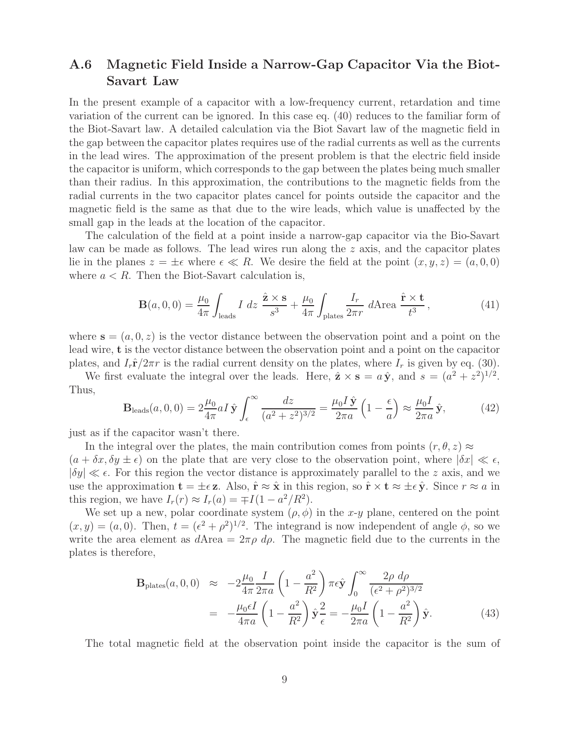## A.6 Magnetic Field Inside a Narrow-Gap Capacitor Via the Biot-Savart Law

In the present example of a capacitor with a low-frequency current, retardation and time variation of the current can be ignored. In this case eq. (40) reduces to the familiar form of the Biot-Savart law. A detailed calculation via the Biot Savart law of the magnetic field in the gap between the capacitor plates requires use of the radial currents as well as the currents in the lead wires. The approximation of the present problem is that the electric field inside the capacitor is uniform, which corresponds to the gap between the plates being much smaller than their radius. In this approximation, the contributions to the magnetic fields from the radial currents in the two capacitor plates cancel for points outside the capacitor and the magnetic field is the same as that due to the wire leads, which value is unaffected by the small gap in the leads at the location of the capacitor.

The calculation of the field at a point inside a narrow-gap capacitor via the Bio-Savart law can be made as follows. The lead wires run along the $z$ axis, and the capacitor plates lie in the planes $z = \pm\epsilon$ where $\epsilon \ll R$. We desire the field at the point $(x, y, z) = (a, 0, 0)$ where $a < R$. Then the Biot-Savart calculation is,

$$\mathbf{B}(a,0,0) = \frac{\mu_0}{4\pi} \int_{\text{leads}} I \; dz \; \frac{\hat{\mathbf{z}} \times \mathbf{s}}{s^3} + \frac{\mu_0}{4\pi} \int_{\text{plates}} \frac{I_r}{2\pi r} \; d\text{Area} \; \frac{\hat{\mathbf{r}} \times \mathbf{t}}{t^3} \,, \tag{41}$$

where $\mathbf{s} = (a, 0, z)$ is the vector distance between the observation point and a point on the lead wire, $\mathbf{t}$ is the vector distance between the observation point and a point on the capacitor plates, and $I_r\hat{\mathbf{r}}/2\pi r$ is the radial current density on the plates, where $I_r$ is given by eq. (30).

We first evaluate the integral over the leads. Here, $\hat{\mathbf{z}} \times \mathbf{s} = a\,\hat{\mathbf{y}}$, and $s = (a^2 + z^2)^{1/2}$. Thus,

$$\mathbf{B}_{\text{leads}}(a,0,0) = 2\frac{\mu_0}{4\pi} aI\,\hat{\mathbf{y}} \int_{\epsilon}^{\infty} \frac{dz}{(a^2 + z^2)^{3/2}} = \frac{\mu_0 I\,\hat{\mathbf{y}}}{2\pi a}\left(1 - \frac{\epsilon}{a}\right) \approx \frac{\mu_0 I}{2\pi a}\,\hat{\mathbf{y}}, \tag{42}$$

just as if the capacitor wasn't there.

In the integral over the plates, the main contribution comes from points $(r, \theta, z) \approx (a + \delta x, \delta y \pm \epsilon)$ on the plate that are very close to the observation point, where $|\delta x| \ll \epsilon$, $|\delta y| \ll \epsilon$. For this region the vector distance is approximately parallel to the $z$ axis, and we use the approximation $\mathbf{t} = \pm\epsilon\,\mathbf{z}$. Also, $\hat{\mathbf{r}} \approx \hat{\mathbf{x}}$ in this region, so $\hat{\mathbf{r}} \times \mathbf{t} \approx \pm\epsilon\,\hat{\mathbf{y}}$. Since $r \approx a$ in this region, we have $I_r(r) \approx I_r(a) = \mp I(1 - a^2/R^2)$.

We set up a new, polar coordinate system $(\rho, \phi)$ in the $x$-$y$ plane, centered on the point $(x, y) = (a, 0)$. Then, $t = (\epsilon^2 + \rho^2)^{1/2}$. The integrand is now independent of angle $\phi$, so we write the area element as $d\text{Area} = 2\pi\rho\; d\rho$. The magnetic field due to the currents in the plates is therefore,

$$\begin{aligned}
\mathbf{B}_{\text{plates}}(a,0,0) &\approx -2\frac{\mu_0}{4\pi}\frac{I}{2\pi a}\left(1 - \frac{a^2}{R^2}\right)\pi\epsilon\hat{\mathbf{y}} \int_0^{\infty} \frac{2\rho\; d\rho}{(\epsilon^2 + \rho^2)^{3/2}} \\
&= -\frac{\mu_0 \epsilon I}{4\pi a}\left(1 - \frac{a^2}{R^2}\right)\hat{\mathbf{y}}\frac{2}{\epsilon} = -\frac{\mu_0 I}{2\pi a}\left(1 - \frac{a^2}{R^2}\right)\hat{\mathbf{y}}.
\end{aligned} \tag{43}$$

The total magnetic field at the observation point inside the capacitor is the sum of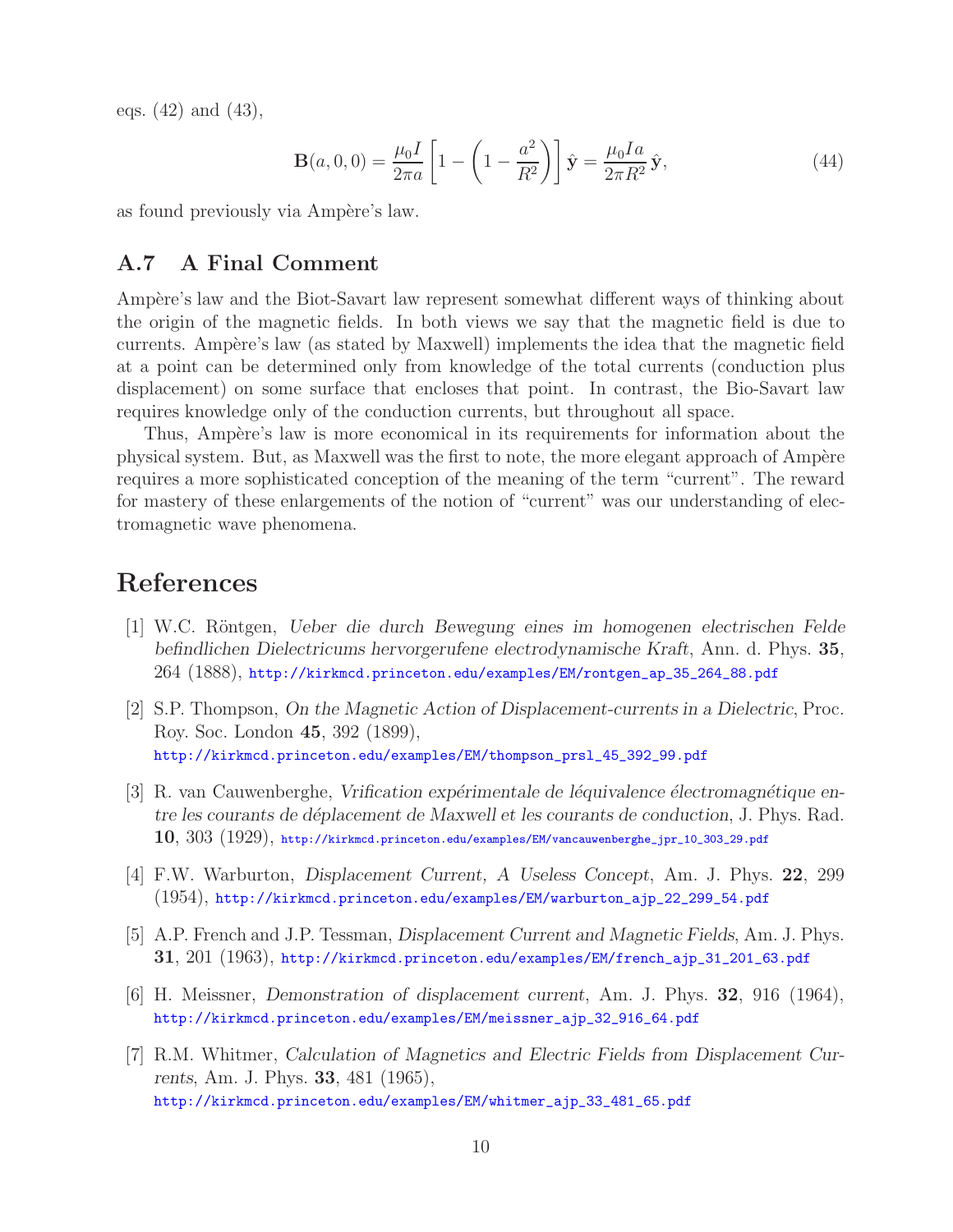eqs. (42) and (43),

$$\mathbf{B}(a,0,0) = \frac{\mu_0 I}{2\pi a}\left[1 - \left(1 - \frac{a^2}{R^2}\right)\right]\hat{\mathbf{y}} = \frac{\mu_0 I a}{2\pi R^2}\,\hat{\mathbf{y}}, \tag{44}$$

as found previously via Ampère's law.

## A.7 A Final Comment

Ampère's law and the Biot-Savart law represent somewhat different ways of thinking about the origin of the magnetic fields. In both views we say that the magnetic field is due to currents. Ampère's law (as stated by Maxwell) implements the idea that the magnetic field at a point can be determined only from knowledge of the total currents (conduction plus displacement) on some surface that encloses that point. In contrast, the Bio-Savart law requires knowledge only of the conduction currents, but throughout all space.

Thus, Ampère's law is more economical in its requirements for information about the physical system. But, as Maxwell was the first to note, the more elegant approach of Ampère requires a more sophisticated conception of the meaning of the term "current". The reward for mastery of these enlargements of the notion of "current" was our understanding of electromagnetic wave phenomena.

# References

[1] W.C. Röntgen, *Ueber die durch Bewegung eines im homogenen electrischen Felde befindlichen Dielectricums hervorgerufene electrodynamische Kraft*, Ann. d. Phys. **35**, 264 (1888), http://kirkmcd.princeton.edu/examples/EM/rontgen_ap_35_264_88.pdf

[2] S.P. Thompson, *On the Magnetic Action of Displacement-currents in a Dielectric*, Proc. Roy. Soc. London **45**, 392 (1899), http://kirkmcd.princeton.edu/examples/EM/thompson_prsl_45_392_99.pdf

[3] R. van Cauwenberghe, *Vrification expérimentale de léquivalence électromagnétique entre les courants de déplacement de Maxwell et les courants de conduction*, J. Phys. Rad. **10**, 303 (1929), http://kirkmcd.princeton.edu/examples/EM/vancauwenberghe_jpr_10_303_29.pdf

[4] F.W. Warburton, *Displacement Current, A Useless Concept*, Am. J. Phys. **22**, 299 (1954), http://kirkmcd.princeton.edu/examples/EM/warburton_ajp_22_299_54.pdf

[5] A.P. French and J.P. Tessman, *Displacement Current and Magnetic Fields*, Am. J. Phys. **31**, 201 (1963), http://kirkmcd.princeton.edu/examples/EM/french_ajp_31_201_63.pdf

[6] H. Meissner, *Demonstration of displacement current*, Am. J. Phys. **32**, 916 (1964), http://kirkmcd.princeton.edu/examples/EM/meissner_ajp_32_916_64.pdf

[7] R.M. Whitmer, *Calculation of Magnetics and Electric Fields from Displacement Currents*, Am. J. Phys. **33**, 481 (1965), http://kirkmcd.princeton.edu/examples/EM/whitmer_ajp_33_481_65.pdf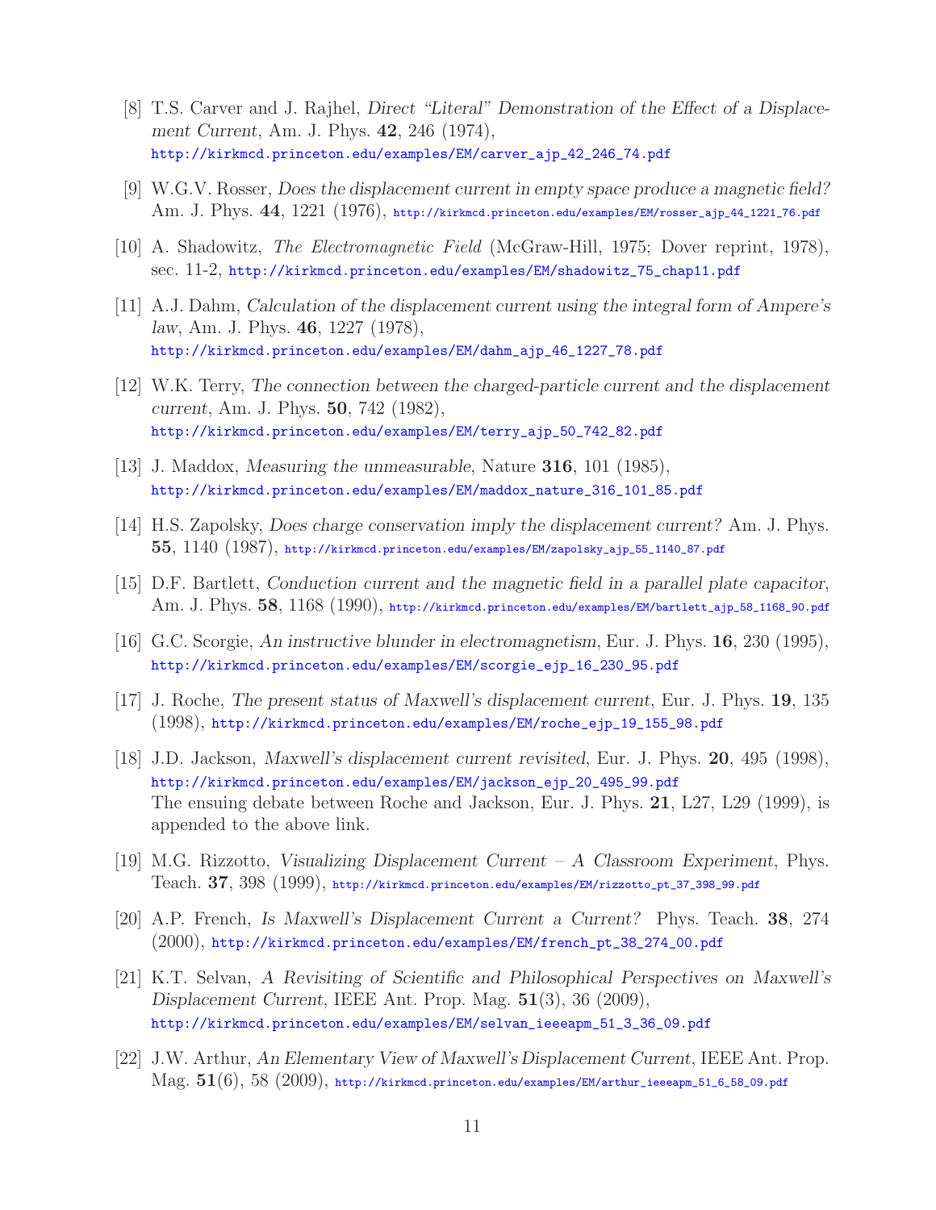[8] T.S. Carver and J. Rajhel, *Direct "Literal" Demonstration of the Effect of a Displacement Current*, Am. J. Phys. **42**, 246 (1974),
http://kirkmcd.princeton.edu/examples/EM/carver_ajp_42_246_74.pdf

[9] W.G.V. Rosser, *Does the displacement current in empty space produce a magnetic field?* Am. J. Phys. **44**, 1221 (1976), http://kirkmcd.princeton.edu/examples/EM/rosser_ajp_44_1221_76.pdf

[10] A. Shadowitz, *The Electromagnetic Field* (McGraw-Hill, 1975; Dover reprint, 1978), sec. 11-2, http://kirkmcd.princeton.edu/examples/EM/shadowitz_75_chap11.pdf

[11] A.J. Dahm, *Calculation of the displacement current using the integral form of Ampere's law*, Am. J. Phys. **46**, 1227 (1978),
http://kirkmcd.princeton.edu/examples/EM/dahm_ajp_46_1227_78.pdf

[12] W.K. Terry, *The connection between the charged-particle current and the displacement current*, Am. J. Phys. **50**, 742 (1982),
http://kirkmcd.princeton.edu/examples/EM/terry_ajp_50_742_82.pdf

[13] J. Maddox, *Measuring the unmeasurable*, Nature **316**, 101 (1985),
http://kirkmcd.princeton.edu/examples/EM/maddox_nature_316_101_85.pdf

[14] H.S. Zapolsky, *Does charge conservation imply the displacement current?* Am. J. Phys. **55**, 1140 (1987), http://kirkmcd.princeton.edu/examples/EM/zapolsky_ajp_55_1140_87.pdf

[15] D.F. Bartlett, *Conduction current and the magnetic field in a parallel plate capacitor*, Am. J. Phys. **58**, 1168 (1990), http://kirkmcd.princeton.edu/examples/EM/bartlett_ajp_58_1168_90.pdf

[16] G.C. Scorgie, *An instructive blunder in electromagnetism*, Eur. J. Phys. **16**, 230 (1995),
http://kirkmcd.princeton.edu/examples/EM/scorgie_ejp_16_230_95.pdf

[17] J. Roche, *The present status of Maxwell's displacement current*, Eur. J. Phys. **19**, 135 (1998), http://kirkmcd.princeton.edu/examples/EM/roche_ejp_19_155_98.pdf

[18] J.D. Jackson, *Maxwell's displacement current revisited*, Eur. J. Phys. **20**, 495 (1998),
http://kirkmcd.princeton.edu/examples/EM/jackson_ejp_20_495_99.pdf
The ensuing debate between Roche and Jackson, Eur. J. Phys. **21**, L27, L29 (1999), is appended to the above link.

[19] M.G. Rizzotto, *Visualizing Displacement Current – A Classroom Experiment*, Phys. Teach. **37**, 398 (1999), http://kirkmcd.princeton.edu/examples/EM/rizzotto_pt_37_398_99.pdf

[20] A.P. French, *Is Maxwell's Displacement Current a Current?* Phys. Teach. **38**, 274 (2000), http://kirkmcd.princeton.edu/examples/EM/french_pt_38_274_00.pdf

[21] K.T. Selvan, *A Revisiting of Scientific and Philosophical Perspectives on Maxwell's Displacement Current*, IEEE Ant. Prop. Mag. **51**(3), 36 (2009),
http://kirkmcd.princeton.edu/examples/EM/selvan_ieeeapm_51_3_36_09.pdf

[22] J.W. Arthur, *An Elementary View of Maxwell's Displacement Current*, IEEE Ant. Prop. Mag. **51**(6), 58 (2009), http://kirkmcd.princeton.edu/examples/EM/arthur_ieeeapm_51_6_58_09.pdf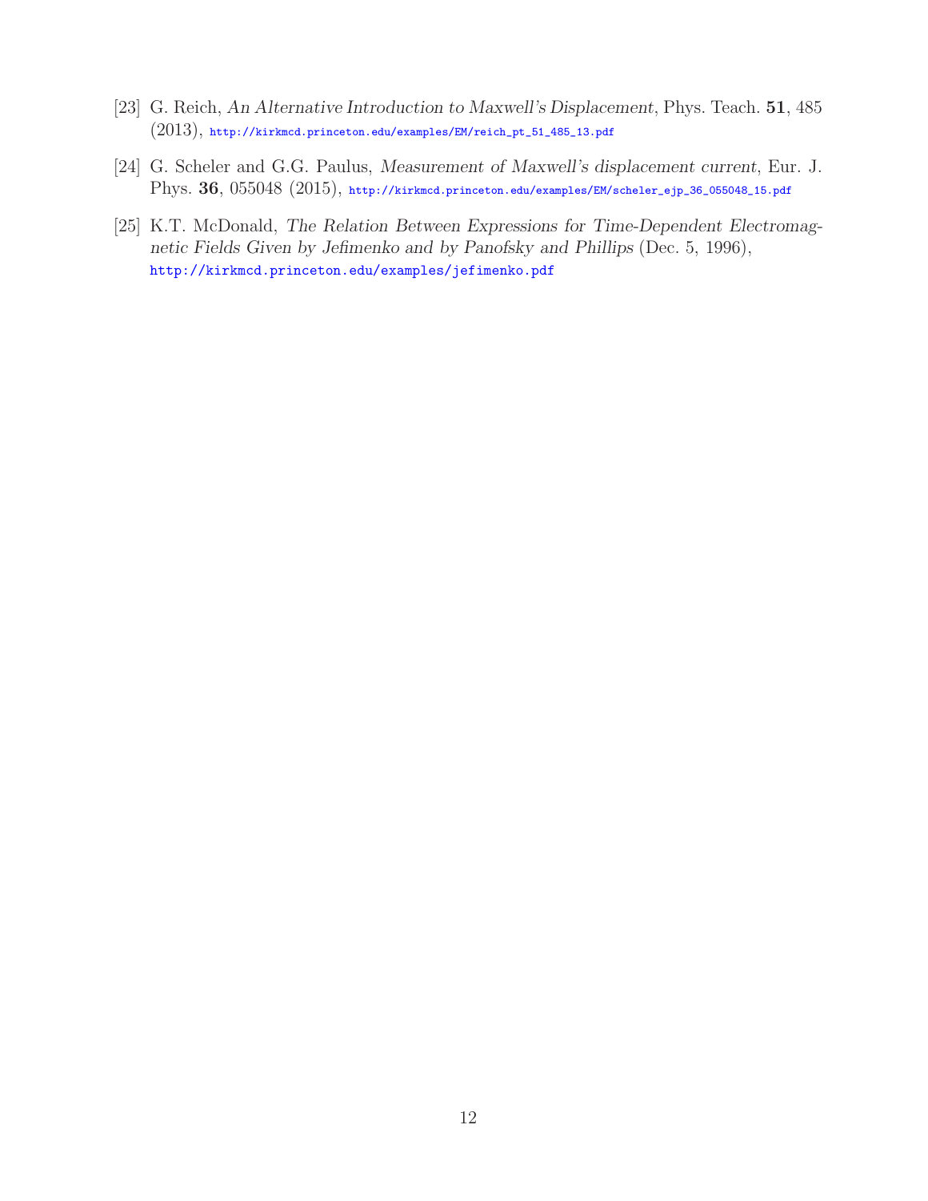[23] G. Reich, *An Alternative Introduction to Maxwell's Displacement*, Phys. Teach. **51**, 485 (2013), http://kirkmcd.princeton.edu/examples/EM/reich_pt_51_485_13.pdf

[24] G. Scheler and G.G. Paulus, *Measurement of Maxwell's displacement current*, Eur. J. Phys. **36**, 055048 (2015), http://kirkmcd.princeton.edu/examples/EM/scheler_ejp_36_055048_15.pdf

[25] K.T. McDonald, *The Relation Between Expressions for Time-Dependent Electromagnetic Fields Given by Jefimenko and by Panofsky and Phillips* (Dec. 5, 1996), http://kirkmcd.princeton.edu/examples/jefimenko.pdf